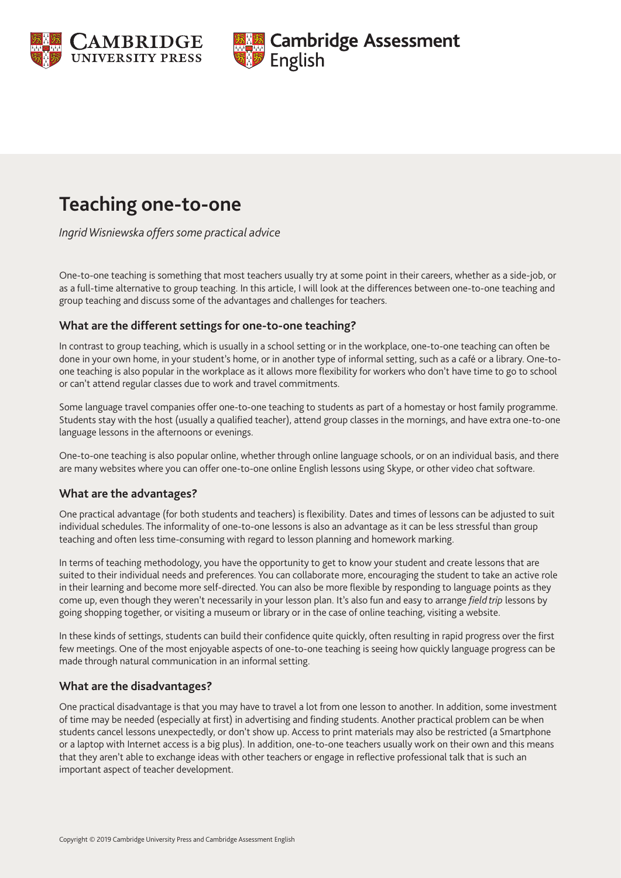# Teaching one-to-one

*Ingrid Wisniewska offers some practical advice*

One-to-one teaching is something that most teachers usually try at some point in their careers, whether as a side-job, or as a full-time alternative to group teaching. In this article, I will look at the differences between one-to-one teaching and group teaching and discuss some of the advantages and challenges for teachers.

## What are the different settings for one-to-one teaching?

In contrast to group teaching, which is usually in a school setting or in the workplace, one-to-one teaching can often be done in your own home, in your student's home, or in another type of informal setting, such as a café or a library. One-to-one teaching is also popular in the workplace as it allows more flexibility for workers who don't have time to go to school or can't attend regular classes due to work and travel commitments.

Some language travel companies offer one-to-one teaching to students as part of a homestay or host family programme. Students stay with the host (usually a qualified teacher), attend group classes in the mornings, and have extra one-to-one language lessons in the afternoons or evenings.

One-to-one teaching is also popular online, whether through online language schools, or on an individual basis, and there are many websites where you can offer one-to-one online English lessons using Skype, or other video chat software.

## What are the advantages?

One practical advantage (for both students and teachers) is flexibility. Dates and times of lessons can be adjusted to suit individual schedules. The informality of one-to-one lessons is also an advantage as it can be less stressful than group teaching and often less time-consuming with regard to lesson planning and homework marking.

In terms of teaching methodology, you have the opportunity to get to know your student and create lessons that are suited to their individual needs and preferences. You can collaborate more, encouraging the student to take an active role in their learning and become more self-directed. You can also be more flexible by responding to language points as they come up, even though they weren't necessarily in your lesson plan. It's also fun and easy to arrange *field trip* lessons by going shopping together, or visiting a museum or library or in the case of online teaching, visiting a website.

In these kinds of settings, students can build their confidence quite quickly, often resulting in rapid progress over the first few meetings. One of the most enjoyable aspects of one-to-one teaching is seeing how quickly language progress can be made through natural communication in an informal setting.

## What are the disadvantages?

One practical disadvantage is that you may have to travel a lot from one lesson to another. In addition, some investment of time may be needed (especially at first) in advertising and finding students. Another practical problem can be when students cancel lessons unexpectedly, or don't show up. Access to print materials may also be restricted (a Smartphone or a laptop with Internet access is a big plus). In addition, one-to-one teachers usually work on their own and this means that they aren't able to exchange ideas with other teachers or engage in reflective professional talk that is such an important aspect of teacher development.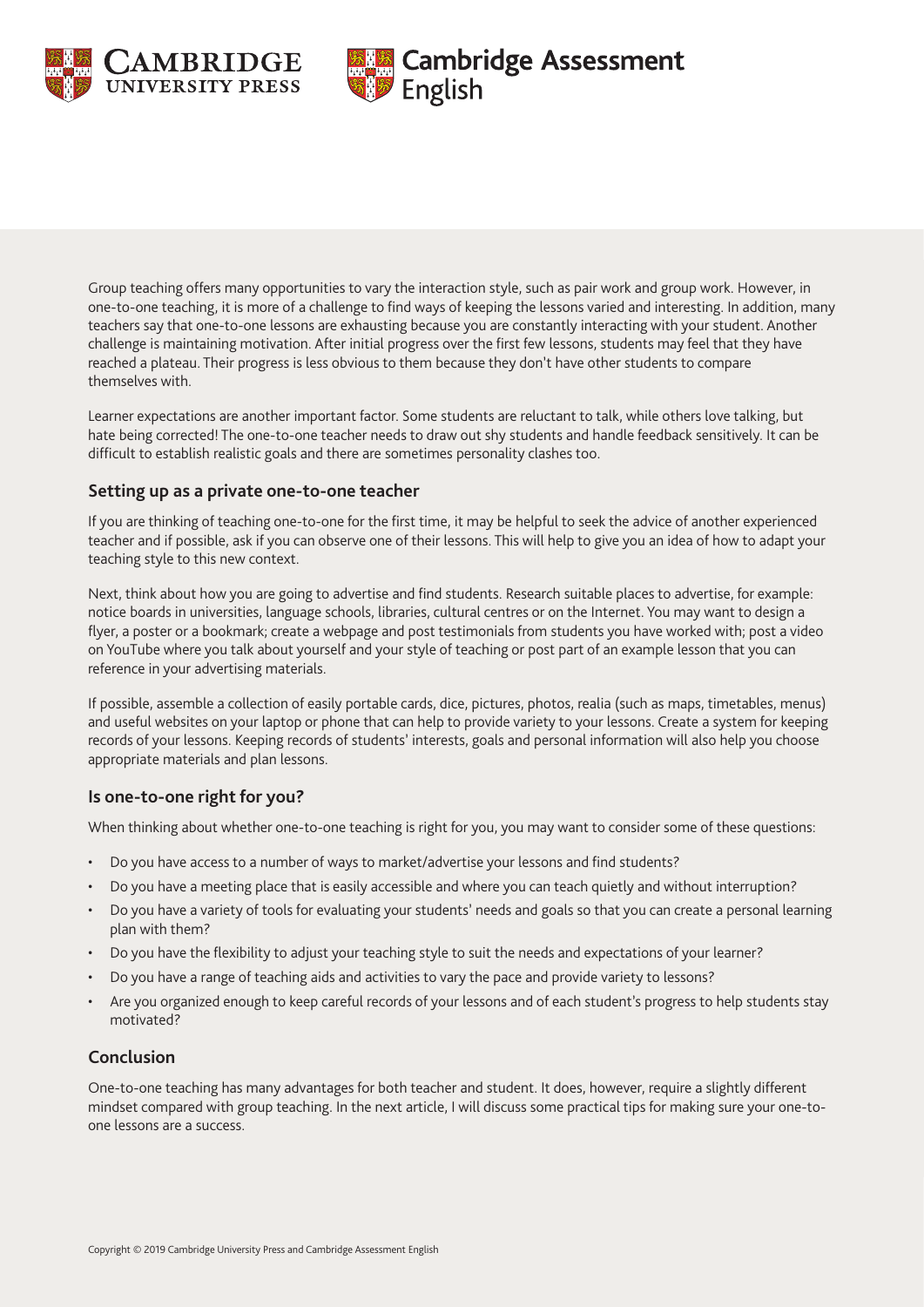Group teaching offers many opportunities to vary the interaction style, such as pair work and group work. However, in one-to-one teaching, it is more of a challenge to find ways of keeping the lessons varied and interesting. In addition, many teachers say that one-to-one lessons are exhausting because you are constantly interacting with your student. Another challenge is maintaining motivation. After initial progress over the first few lessons, students may feel that they have reached a plateau. Their progress is less obvious to them because they don't have other students to compare themselves with.

Learner expectations are another important factor. Some students are reluctant to talk, while others love talking, but hate being corrected! The one-to-one teacher needs to draw out shy students and handle feedback sensitively. It can be difficult to establish realistic goals and there are sometimes personality clashes too.

### Setting up as a private one-to-one teacher

If you are thinking of teaching one-to-one for the first time, it may be helpful to seek the advice of another experienced teacher and if possible, ask if you can observe one of their lessons. This will help to give you an idea of how to adapt your teaching style to this new context.

Next, think about how you are going to advertise and find students. Research suitable places to advertise, for example: notice boards in universities, language schools, libraries, cultural centres or on the Internet. You may want to design a flyer, a poster or a bookmark; create a webpage and post testimonials from students you have worked with; post a video on YouTube where you talk about yourself and your style of teaching or post part of an example lesson that you can reference in your advertising materials.

If possible, assemble a collection of easily portable cards, dice, pictures, photos, realia (such as maps, timetables, menus) and useful websites on your laptop or phone that can help to provide variety to your lessons. Create a system for keeping records of your lessons. Keeping records of students' interests, goals and personal information will also help you choose appropriate materials and plan lessons.

### Is one-to-one right for you?

When thinking about whether one-to-one teaching is right for you, you may want to consider some of these questions:

- Do you have access to a number of ways to market/advertise your lessons and find students?
- Do you have a meeting place that is easily accessible and where you can teach quietly and without interruption?
- Do you have a variety of tools for evaluating your students' needs and goals so that you can create a personal learning plan with them?
- Do you have the flexibility to adjust your teaching style to suit the needs and expectations of your learner?
- Do you have a range of teaching aids and activities to vary the pace and provide variety to lessons?
- Are you organized enough to keep careful records of your lessons and of each student's progress to help students stay motivated?

### Conclusion

One-to-one teaching has many advantages for both teacher and student. It does, however, require a slightly different mindset compared with group teaching. In the next article, I will discuss some practical tips for making sure your one-to-one lessons are a success.

Copyright © 2019 Cambridge University Press and Cambridge Assessment English